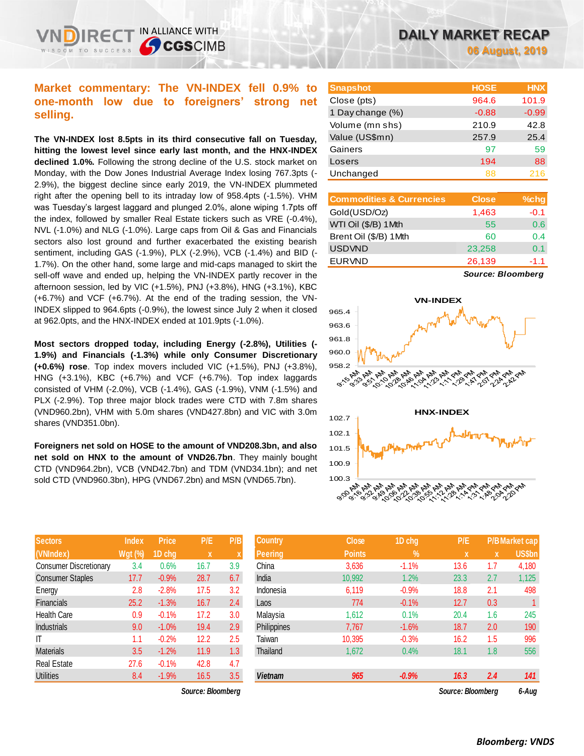# DAILY MARKET RECAP

06 August, 2019

## Market commentary: The VN-INDEX fell 0.9% to one-month low due to foreigners' strong net selling.

**The VN-INDEX lost 8.5pts in its third consecutive fall on Tuesday, hitting the lowest level since early last month, and the HNX-INDEX declined 1.0%.** Following the strong decline of the U.S. stock market on Monday, with the Dow Jones Industrial Average Index losing 767.3pts (-2.9%), the biggest decline since early 2019, the VN-INDEX plummeted right after the opening bell to its intraday low of 958.4pts (-1.5%). VHM was Tuesday's largest laggard and plunged 2.0%, alone wiping 1.7pts off the index, followed by smaller Real Estate tickers such as VRE (-0.4%), NVL (-1.0%) and NLG (-1.0%). Large caps from Oil & Gas and Financials sectors also lost ground and further exacerbated the existing bearish sentiment, including GAS (-1.9%), PLX (-2.9%), VCB (-1.4%) and BID (-1.7%). On the other hand, some large and mid-caps managed to skirt the sell-off wave and ended up, helping the VN-INDEX partly recover in the afternoon session, led by VIC (+1.5%), PNJ (+3.8%), HNG (+3.1%), KBC (+6.7%) and VCF (+6.7%). At the end of the trading session, the VN-INDEX slipped to 964.6pts (-0.9%), the lowest since July 2 when it closed at 962.0pts, and the HNX-INDEX ended at 101.9pts (-1.0%).

**Most sectors dropped today, including Energy (-2.8%), Utilities (-1.9%) and Financials (-1.3%) while only Consumer Discretionary (+0.6%) rose**. Top index movers included VIC (+1.5%), PNJ (+3.8%), HNG (+3.1%), KBC (+6.7%) and VCF (+6.7%). Top index laggards consisted of VHM (-2.0%), VCB (-1.4%), GAS (-1.9%), VNM (-1.5%) and PLX (-2.9%). Top three major block trades were CTD with 7.8m shares (VND960.2bn), VHM with 5.0m shares (VND427.8bn) and VIC with 3.0m shares (VND351.0bn).

**Foreigners net sold on HOSE to the amount of VND208.3bn, and also net sold on HNX to the amount of VND26.7bn**. They mainly bought CTD (VND964.2bn), VCB (VND42.7bn) and TDM (VND34.1bn); and net sold CTD (VND960.3bn), HPG (VND67.2bn) and MSN (VND65.7bn).

| Snapshot | HOSE | HNX |
|---|---|---|
| Close (pts) | 964.6 | 101.9 |
| 1 Day change (%) | -0.88 | -0.99 |
| Volume (mn shs) | 210.9 | 42.8 |
| Value (US$mn) | 257.9 | 25.4 |
| Gainers | 97 | 59 |
| Losers | 194 | 88 |
| Unchanged | 88 | 216 |

| Commodities & Currencies | Close | %chg |
|---|---|---|
| Gold(USD/Oz) | 1,463 | -0.1 |
| WTI Oil ($/B) 1Mth | 55 | 0.6 |
| Brent Oil ($/B) 1Mth | 60 | 0.4 |
| USDVND | 23,258 | 0.1 |
| EURVND | 26,139 | -1.1 |

*Source: Bloomberg*

| Sectors (VNIndex) | Index Wgt (%) | Price 1D chg | P/E x | P/B x |
|---|---|---|---|---|
| Consumer Discretionary | 3.4 | 0.6% | 16.7 | 3.9 |
| Consumer Staples | 17.7 | -0.9% | 28.7 | 6.7 |
| Energy | 2.8 | -2.8% | 17.5 | 3.2 |
| Financials | 25.2 | -1.3% | 16.7 | 2.4 |
| Health Care | 0.9 | -0.1% | 17.2 | 3.0 |
| Industrials | 9.0 | -1.0% | 19.4 | 2.9 |
| IT | 1.1 | -0.2% | 12.2 | 2.5 |
| Materials | 3.5 | -1.2% | 11.9 | 1.3 |
| Real Estate | 27.6 | -0.1% | 42.8 | 4.7 |
| Utilities | 8.4 | -1.9% | 16.5 | 3.5 |

*Source: Bloomberg*

| Country Peering | Close Points | 1D chg % | P/E x | P/B x | Market cap US$bn |
|---|---|---|---|---|---|
| China | 3,636 | -1.1% | 13.6 | 1.7 | 4,180 |
| India | 10,992 | 1.2% | 23.3 | 2.7 | 1,125 |
| Indonesia | 6,119 | -0.9% | 18.8 | 2.1 | 498 |
| Laos | 774 | -0.1% | 12.7 | 0.3 | 1 |
| Malaysia | 1,612 | 0.1% | 20.4 | 1.6 | 245 |
| Philippines | 7,767 | -1.6% | 18.7 | 2.0 | 190 |
| Taiwan | 10,395 | -0.3% | 16.2 | 1.5 | 996 |
| Thailand | 1,672 | 0.4% | 18.1 | 1.8 | 556 |
| **Vietnam** | **965** | **-0.9%** | **16.3** | **2.4** | **141** |

*Source: Bloomberg* 6-Aug

*Bloomberg: VNDS*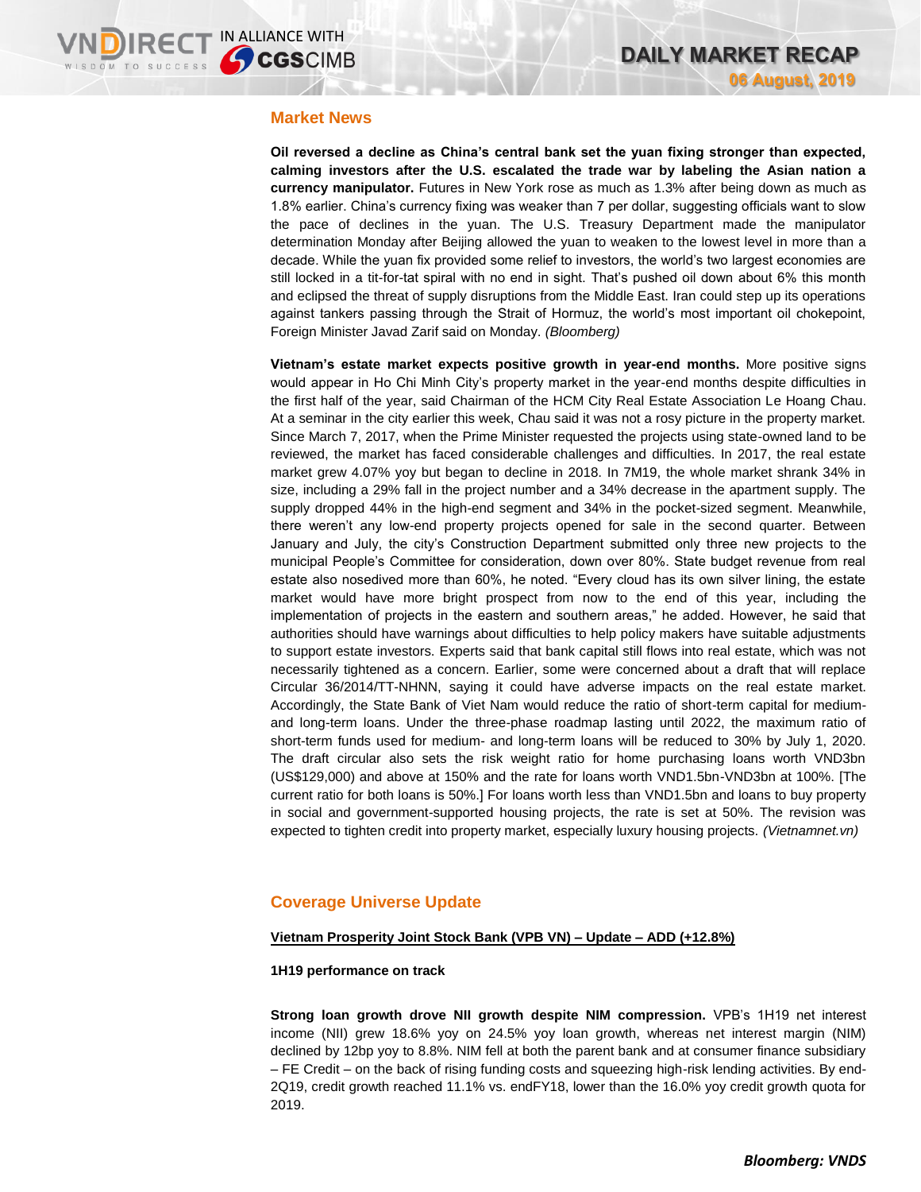## Market News

**Oil reversed a decline as China's central bank set the yuan fixing stronger than expected, calming investors after the U.S. escalated the trade war by labeling the Asian nation a currency manipulator.** Futures in New York rose as much as 1.3% after being down as much as 1.8% earlier. China's currency fixing was weaker than 7 per dollar, suggesting officials want to slow the pace of declines in the yuan. The U.S. Treasury Department made the manipulator determination Monday after Beijing allowed the yuan to weaken to the lowest level in more than a decade. While the yuan fix provided some relief to investors, the world's two largest economies are still locked in a tit-for-tat spiral with no end in sight. That's pushed oil down about 6% this month and eclipsed the threat of supply disruptions from the Middle East. Iran could step up its operations against tankers passing through the Strait of Hormuz, the world's most important oil chokepoint, Foreign Minister Javad Zarif said on Monday. *(Bloomberg)*

**Vietnam's estate market expects positive growth in year-end months.** More positive signs would appear in Ho Chi Minh City's property market in the year-end months despite difficulties in the first half of the year, said Chairman of the HCM City Real Estate Association Le Hoang Chau. At a seminar in the city earlier this week, Chau said it was not a rosy picture in the property market. Since March 7, 2017, when the Prime Minister requested the projects using state-owned land to be reviewed, the market has faced considerable challenges and difficulties. In 2017, the real estate market grew 4.07% yoy but began to decline in 2018. In 7M19, the whole market shrank 34% in size, including a 29% fall in the project number and a 34% decrease in the apartment supply. The supply dropped 44% in the high-end segment and 34% in the pocket-sized segment. Meanwhile, there weren't any low-end property projects opened for sale in the second quarter. Between January and July, the city's Construction Department submitted only three new projects to the municipal People's Committee for consideration, down over 80%. State budget revenue from real estate also nosedived more than 60%, he noted. "Every cloud has its own silver lining, the estate market would have more bright prospect from now to the end of this year, including the implementation of projects in the eastern and southern areas," he added. However, he said that authorities should have warnings about difficulties to help policy makers have suitable adjustments to support estate investors. Experts said that bank capital still flows into real estate, which was not necessarily tightened as a concern. Earlier, some were concerned about a draft that will replace Circular 36/2014/TT-NHNN, saying it could have adverse impacts on the real estate market. Accordingly, the State Bank of Viet Nam would reduce the ratio of short-term capital for medium- and long-term loans. Under the three-phase roadmap lasting until 2022, the maximum ratio of short-term funds used for medium- and long-term loans will be reduced to 30% by July 1, 2020. The draft circular also sets the risk weight ratio for home purchasing loans worth VND3bn (US$129,000) and above at 150% and the rate for loans worth VND1.5bn-VND3bn at 100%. [The current ratio for both loans is 50%.] For loans worth less than VND1.5bn and loans to buy property in social and government-supported housing projects, the rate is set at 50%. The revision was expected to tighten credit into property market, especially luxury housing projects. *(Vietnamnet.vn)*

## Coverage Universe Update

**Vietnam Prosperity Joint Stock Bank (VPB VN) – Update – ADD (+12.8%)**

**1H19 performance on track**

**Strong loan growth drove NII growth despite NIM compression.** VPB's 1H19 net interest income (NII) grew 18.6% yoy on 24.5% yoy loan growth, whereas net interest margin (NIM) declined by 12bp yoy to 8.8%. NIM fell at both the parent bank and at consumer finance subsidiary – FE Credit – on the back of rising funding costs and squeezing high-risk lending activities. By end-2Q19, credit growth reached 11.1% vs. endFY18, lower than the 16.0% yoy credit growth quota for 2019.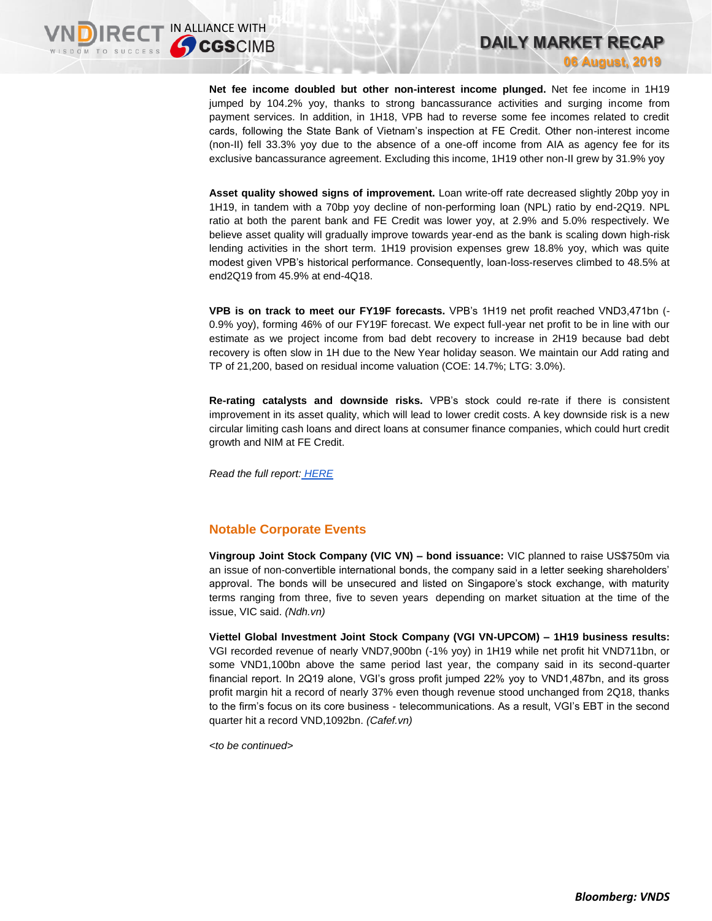**Net fee income doubled but other non-interest income plunged.** Net fee income in 1H19 jumped by 104.2% yoy, thanks to strong bancassurance activities and surging income from payment services. In addition, in 1H18, VPB had to reverse some fee incomes related to credit cards, following the State Bank of Vietnam's inspection at FE Credit. Other non-interest income (non-II) fell 33.3% yoy due to the absence of a one-off income from AIA as agency fee for its exclusive bancassurance agreement. Excluding this income, 1H19 other non-II grew by 31.9% yoy

**Asset quality showed signs of improvement.** Loan write-off rate decreased slightly 20bp yoy in 1H19, in tandem with a 70bp yoy decline of non-performing loan (NPL) ratio by end-2Q19. NPL ratio at both the parent bank and FE Credit was lower yoy, at 2.9% and 5.0% respectively. We believe asset quality will gradually improve towards year-end as the bank is scaling down high-risk lending activities in the short term. 1H19 provision expenses grew 18.8% yoy, which was quite modest given VPB's historical performance. Consequently, loan-loss-reserves climbed to 48.5% at end2Q19 from 45.9% at end-4Q18.

**VPB is on track to meet our FY19F forecasts.** VPB's 1H19 net profit reached VND3,471bn (-0.9% yoy), forming 46% of our FY19F forecast. We expect full-year net profit to be in line with our estimate as we project income from bad debt recovery to increase in 2H19 because bad debt recovery is often slow in 1H due to the New Year holiday season. We maintain our Add rating and TP of 21,200, based on residual income valuation (COE: 14.7%; LTG: 3.0%).

**Re-rating catalysts and downside risks.** VPB's stock could re-rate if there is consistent improvement in its asset quality, which will lead to lower credit costs. A key downside risk is a new circular limiting cash loans and direct loans at consumer finance companies, which could hurt credit growth and NIM at FE Credit.

*Read the full report: HERE*

## Notable Corporate Events

**Vingroup Joint Stock Company (VIC VN) – bond issuance:** VIC planned to raise US$750m via an issue of non-convertible international bonds, the company said in a letter seeking shareholders' approval. The bonds will be unsecured and listed on Singapore's stock exchange, with maturity terms ranging from three, five to seven years depending on market situation at the time of the issue, VIC said. *(Ndh.vn)*

**Viettel Global Investment Joint Stock Company (VGI VN-UPCOM) – 1H19 business results:** VGI recorded revenue of nearly VND7,900bn (-1% yoy) in 1H19 while net profit hit VND711bn, or some VND1,100bn above the same period last year, the company said in its second-quarter financial report. In 2Q19 alone, VGI's gross profit jumped 22% yoy to VND1,487bn, and its gross profit margin hit a record of nearly 37% even though revenue stood unchanged from 2Q18, thanks to the firm's focus on its core business - telecommunications. As a result, VGI's EBT in the second quarter hit a record VND,1092bn. *(Cafef.vn)*

*<to be continued>*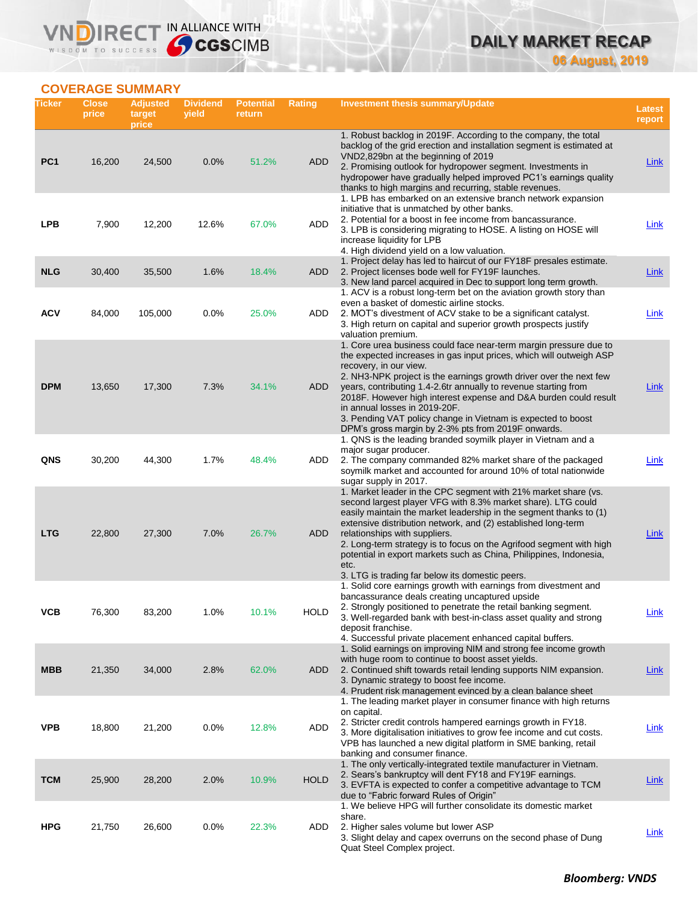## COVERAGE SUMMARY

| Ticker | Close price | Adjusted target price | Dividend yield | Potential return | Rating | Investment thesis summary/Update | Latest report |
|---|---|---|---|---|---|---|---|
| PC1 | 16,200 | 24,500 | 0.0% | 51.2% | ADD | 1. Robust backlog in 2019F. According to the company, the total backlog of the grid erection and installation segment is estimated at VND2,829bn at the beginning of 2019<br>2. Promising outlook for hydropower segment. Investments in hydropower have gradually helped improved PC1's earnings quality thanks to high margins and recurring, stable revenues. | Link |
| LPB | 7,900 | 12,200 | 12.6% | 67.0% | ADD | 1. LPB has embarked on an extensive branch network expansion initiative that is unmatched by other banks.<br>2. Potential for a boost in fee income from bancassurance.<br>3. LPB is considering migrating to HOSE. A listing on HOSE will increase liquidity for LPB<br>4. High dividend yield on a low valuation. | Link |
| NLG | 30,400 | 35,500 | 1.6% | 18.4% | ADD | 1. Project delay has led to haircut of our FY18F presales estimate.<br>2. Project licenses bode well for FY19F launches.<br>3. New land parcel acquired in Dec to support long term growth. | Link |
| ACV | 84,000 | 105,000 | 0.0% | 25.0% | ADD | 1. ACV is a robust long-term bet on the aviation growth story than even a basket of domestic airline stocks.<br>2. MOT's divestment of ACV stake to be a significant catalyst.<br>3. High return on capital and superior growth prospects justify valuation premium. | Link |
| DPM | 13,650 | 17,300 | 7.3% | 34.1% | ADD | 1. Core urea business could face near-term margin pressure due to the expected increases in gas input prices, which will outweigh ASP recovery, in our view.<br>2. NH3-NPK project is the earnings growth driver over the next few years, contributing 1.4-2.6tr annually to revenue starting from 2018F. However high interest expense and D&A burden could result in annual losses in 2019-20F.<br>3. Pending VAT policy change in Vietnam is expected to boost DPM's gross margin by 2-3% pts from 2019F onwards. | Link |
| QNS | 30,200 | 44,300 | 1.7% | 48.4% | ADD | 1. QNS is the leading branded soymilk player in Vietnam and a major sugar producer.<br>2. The company commanded 82% market share of the packaged soymilk market and accounted for around 10% of total nationwide sugar supply in 2017. | Link |
| LTG | 22,800 | 27,300 | 7.0% | 26.7% | ADD | 1. Market leader in the CPC segment with 21% market share (vs. second largest player VFG with 8.3% market share). LTG could easily maintain the market leadership in the segment thanks to (1) extensive distribution network, and (2) established long-term relationships with suppliers.<br>2. Long-term strategy is to focus on the Agrifood segment with high potential in export markets such as China, Philippines, Indonesia, etc.<br>3. LTG is trading far below its domestic peers. | Link |
| VCB | 76,300 | 83,200 | 1.0% | 10.1% | HOLD | 1. Solid core earnings growth with earnings from divestment and bancassurance deals creating uncaptured upside<br>2. Strongly positioned to penetrate the retail banking segment.<br>3. Well-regarded bank with best-in-class asset quality and strong deposit franchise.<br>4. Successful private placement enhanced capital buffers. | Link |
| MBB | 21,350 | 34,000 | 2.8% | 62.0% | ADD | 1. Solid earnings on improving NIM and strong fee income growth with huge room to continue to boost asset yields.<br>2. Continued shift towards retail lending supports NIM expansion.<br>3. Dynamic strategy to boost fee income.<br>4. Prudent risk management evinced by a clean balance sheet | Link |
| VPB | 18,800 | 21,200 | 0.0% | 12.8% | ADD | 1. The leading market player in consumer finance with high returns on capital.<br>2. Stricter credit controls hampered earnings growth in FY18.<br>3. More digitalisation initiatives to grow fee income and cut costs. VPB has launched a new digital platform in SME banking, retail banking and consumer finance. | Link |
| TCM | 25,900 | 28,200 | 2.0% | 10.9% | HOLD | 1. The only vertically-integrated textile manufacturer in Vietnam.<br>2. Sears's bankruptcy will dent FY18 and FY19F earnings.<br>3. EVFTA is expected to confer a competitive advantage to TCM due to "Fabric forward Rules of Origin" | Link |
| HPG | 21,750 | 26,600 | 0.0% | 22.3% | ADD | 1. We believe HPG will further consolidate its domestic market share.<br>2. Higher sales volume but lower ASP<br>3. Slight delay and capex overruns on the second phase of Dung Quat Steel Complex project. | Link |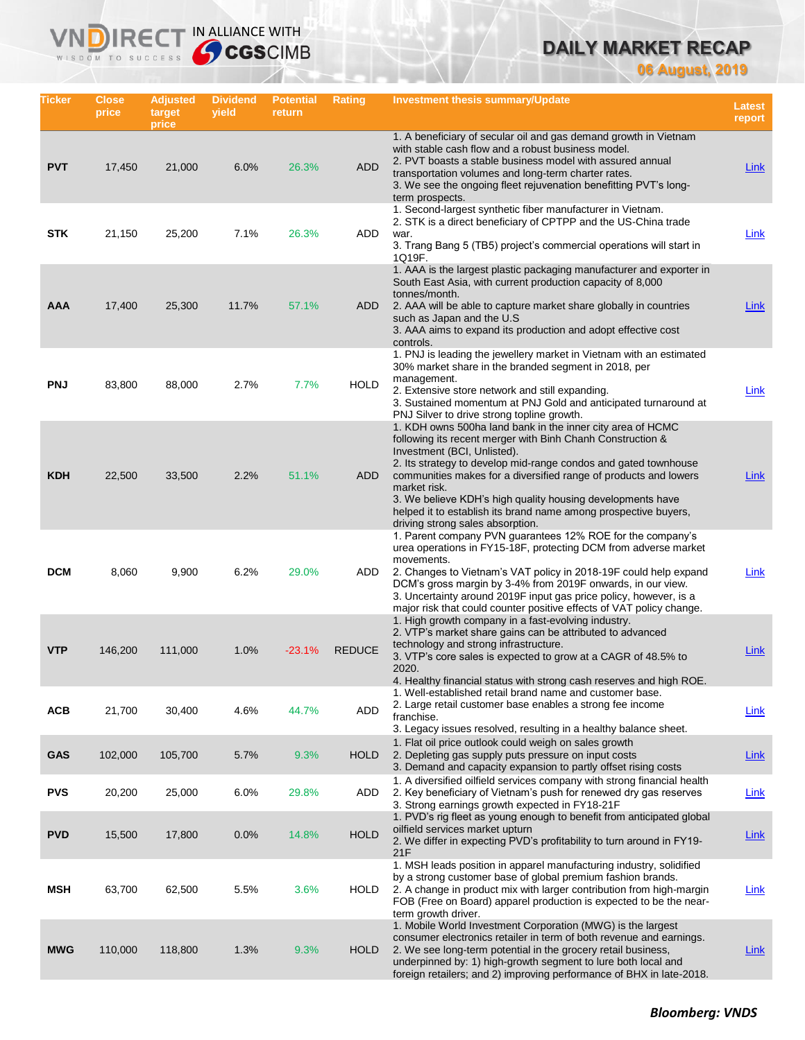# DAILY MARKET RECAP

**06 August, 2019**

| Ticker | Close price | Adjusted target price | Dividend yield | Potential return | Rating | Investment thesis summary/Update | Latest report |
|---|---|---|---|---|---|---|---|
| **PVT** | 17,450 | 21,000 | 6.0% | 26.3% | ADD | 1. A beneficiary of secular oil and gas demand growth in Vietnam with stable cash flow and a robust business model.<br>2. PVT boasts a stable business model with assured annual transportation volumes and long-term charter rates.<br>3. We see the ongoing fleet rejuvenation benefitting PVT's long-term prospects. | Link |
| **STK** | 21,150 | 25,200 | 7.1% | 26.3% | ADD | 1. Second-largest synthetic fiber manufacturer in Vietnam.<br>2. STK is a direct beneficiary of CPTPP and the US-China trade war.<br>3. Trang Bang 5 (TB5) project's commercial operations will start in 1Q19F. | Link |
| **AAA** | 17,400 | 25,300 | 11.7% | 57.1% | ADD | 1. AAA is the largest plastic packaging manufacturer and exporter in South East Asia, with current production capacity of 8,000 tonnes/month.<br>2. AAA will be able to capture market share globally in countries such as Japan and the U.S<br>3. AAA aims to expand its production and adopt effective cost controls. | Link |
| **PNJ** | 83,800 | 88,000 | 2.7% | 7.7% | HOLD | 1. PNJ is leading the jewellery market in Vietnam with an estimated 30% market share in the branded segment in 2018, per management.<br>2. Extensive store network and still expanding.<br>3. Sustained momentum at PNJ Gold and anticipated turnaround at PNJ Silver to drive strong topline growth. | Link |
| **KDH** | 22,500 | 33,500 | 2.2% | 51.1% | ADD | 1. KDH owns 500ha land bank in the inner city area of HCMC following its recent merger with Binh Chanh Construction & Investment (BCI, Unlisted).<br>2. Its strategy to develop mid-range condos and gated townhouse communities makes for a diversified range of products and lowers market risk.<br>3. We believe KDH's high quality housing developments have helped it to establish its brand name among prospective buyers, driving strong sales absorption. | Link |
| **DCM** | 8,060 | 9,900 | 6.2% | 29.0% | ADD | 1. Parent company PVN guarantees 12% ROE for the company's urea operations in FY15-18F, protecting DCM from adverse market movements.<br>2. Changes to Vietnam's VAT policy in 2018-19F could help expand DCM's gross margin by 3-4% from 2019F onwards, in our view.<br>3. Uncertainty around 2019F input gas price policy, however, is a major risk that could counter positive effects of VAT policy change. | Link |
| **VTP** | 146,200 | 111,000 | 1.0% | -23.1% | REDUCE | 1. High growth company in a fast-evolving industry.<br>2. VTP's market share gains can be attributed to advanced technology and strong infrastructure.<br>3. VTP's core sales is expected to grow at a CAGR of 48.5% to 2020.<br>4. Healthy financial status with strong cash reserves and high ROE. | Link |
| **ACB** | 21,700 | 30,400 | 4.6% | 44.7% | ADD | 1. Well-established retail brand name and customer base.<br>2. Large retail customer base enables a strong fee income franchise.<br>3. Legacy issues resolved, resulting in a healthy balance sheet. | Link |
| **GAS** | 102,000 | 105,700 | 5.7% | 9.3% | HOLD | 1. Flat oil price outlook could weigh on sales growth<br>2. Depleting gas supply puts pressure on input costs<br>3. Demand and capacity expansion to partly offset rising costs | Link |
| **PVS** | 20,200 | 25,000 | 6.0% | 29.8% | ADD | 1. A diversified oilfield services company with strong financial health<br>2. Key beneficiary of Vietnam's push for renewed dry gas reserves<br>3. Strong earnings growth expected in FY18-21F | Link |
| **PVD** | 15,500 | 17,800 | 0.0% | 14.8% | HOLD | 1. PVD's rig fleet as young enough to benefit from anticipated global oilfield services market upturn<br>2. We differ in expecting PVD's profitability to turn around in FY19-21F | Link |
| **MSH** | 63,700 | 62,500 | 5.5% | 3.6% | HOLD | 1. MSH leads position in apparel manufacturing industry, solidified by a strong customer base of global premium fashion brands.<br>2. A change in product mix with larger contribution from high-margin FOB (Free on Board) apparel production is expected to be the near-term growth driver. | Link |
| **MWG** | 110,000 | 118,800 | 1.3% | 9.3% | HOLD | 1. Mobile World Investment Corporation (MWG) is the largest consumer electronics retailer in term of both revenue and earnings.<br>2. We see long-term potential in the grocery retail business, underpinned by: 1) high-growth segment to lure both local and foreign retailers; and 2) improving performance of BHX in late-2018. | Link |

***Bloomberg: VNDS***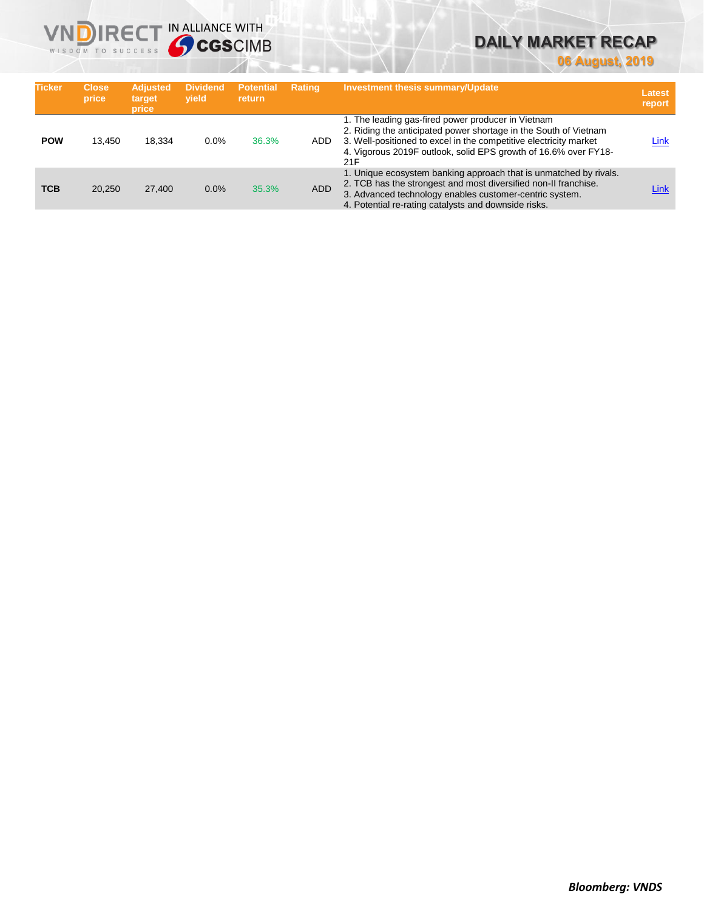| Ticker | Close price | Adjusted target price | Dividend yield | Potential return | Rating | Investment thesis summary/Update | Latest report |
|---|---|---|---|---|---|---|---|
| **POW** | 13,450 | 18,334 | 0.0% | 36.3% | ADD | 1. The leading gas-fired power producer in Vietnam<br>2. Riding the anticipated power shortage in the South of Vietnam<br>3. Well-positioned to excel in the competitive electricity market<br>4. Vigorous 2019F outlook, solid EPS growth of 16.6% over FY18-21F | Link |
| **TCB** | 20,250 | 27,400 | 0.0% | 35.3% | ADD | 1. Unique ecosystem banking approach that is unmatched by rivals.<br>2. TCB has the strongest and most diversified non-II franchise.<br>3. Advanced technology enables customer-centric system.<br>4. Potential re-rating catalysts and downside risks. | Link |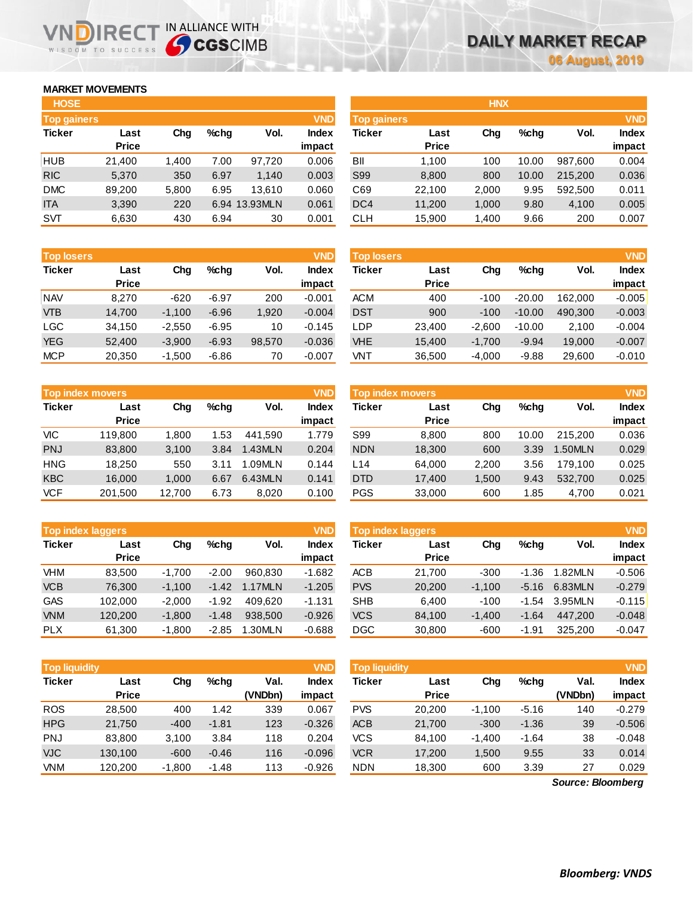# DAILY MARKET RECAP

06 August, 2019

## MARKET MOVEMENTS

### HOSE

**Top gainers** (VND)

| Ticker | Last Price | Chg | %chg | Vol. | Index impact |
|---|---|---|---|---|---|
| HUB | 21,400 | 1,400 | 7.00 | 97,720 | 0.006 |
| RIC | 5,370 | 350 | 6.97 | 1,140 | 0.003 |
| DMC | 89,200 | 5,800 | 6.95 | 13,610 | 0.060 |
| ITA | 3,390 | 220 | 6.94 | 13.93MLN | 0.061 |
| SVT | 6,630 | 430 | 6.94 | 30 | 0.001 |

**Top losers** (VND)

| Ticker | Last Price | Chg | %chg | Vol. | Index impact |
|---|---|---|---|---|---|
| NAV | 8,270 | -620 | -6.97 | 200 | -0.001 |
| VTB | 14,700 | -1,100 | -6.96 | 1,920 | -0.004 |
| LGC | 34,150 | -2,550 | -6.95 | 10 | -0.145 |
| YEG | 52,400 | -3,900 | -6.93 | 98,570 | -0.036 |
| MCP | 20,350 | -1,500 | -6.86 | 70 | -0.007 |

**Top index movers** (VND)

| Ticker | Last Price | Chg | %chg | Vol. | Index impact |
|---|---|---|---|---|---|
| VIC | 119,800 | 1,800 | 1.53 | 441,590 | 1.779 |
| PNJ | 83,800 | 3,100 | 3.84 | 1.43MLN | 0.204 |
| HNG | 18,250 | 550 | 3.11 | 1.09MLN | 0.144 |
| KBC | 16,000 | 1,000 | 6.67 | 6.43MLN | 0.141 |
| VCF | 201,500 | 12,700 | 6.73 | 8,020 | 0.100 |

**Top index laggers** (VND)

| Ticker | Last Price | Chg | %chg | Vol. | Index impact |
|---|---|---|---|---|---|
| VHM | 83,500 | -1,700 | -2.00 | 960,830 | -1.682 |
| VCB | 76,300 | -1,100 | -1.42 | 1.17MLN | -1.205 |
| GAS | 102,000 | -2,000 | -1.92 | 409,620 | -1.131 |
| VNM | 120,200 | -1,800 | -1.48 | 938,500 | -0.926 |
| PLX | 61,300 | -1,800 | -2.85 | 1.30MLN | -0.688 |

**Top liquidity** (VND)

| Ticker | Last Price | Chg | %chg | Val. (VNDbn) | Index impact |
|---|---|---|---|---|---|
| ROS | 28,500 | 400 | 1.42 | 339 | 0.067 |
| HPG | 21,750 | -400 | -1.81 | 123 | -0.326 |
| PNJ | 83,800 | 3,100 | 3.84 | 118 | 0.204 |
| VJC | 130,100 | -600 | -0.46 | 116 | -0.096 |
| VNM | 120,200 | -1,800 | -1.48 | 113 | -0.926 |

### HNX

**Top gainers** (VND)

| Ticker | Last Price | Chg | %chg | Vol. | Index impact |
|---|---|---|---|---|---|
| BII | 1,100 | 100 | 10.00 | 987,600 | 0.004 |
| S99 | 8,800 | 800 | 10.00 | 215,200 | 0.036 |
| C69 | 22,100 | 2,000 | 9.95 | 592,500 | 0.011 |
| DC4 | 11,200 | 1,000 | 9.80 | 4,100 | 0.005 |
| CLH | 15,900 | 1,400 | 9.66 | 200 | 0.007 |

**Top losers** (VND)

| Ticker | Last Price | Chg | %chg | Vol. | Index impact |
|---|---|---|---|---|---|
| ACM | 400 | -100 | -20.00 | 162,000 | -0.005 |
| DST | 900 | -100 | -10.00 | 490,300 | -0.003 |
| LDP | 23,400 | -2,600 | -10.00 | 2,100 | -0.004 |
| VHE | 15,400 | -1,700 | -9.94 | 19,000 | -0.007 |
| VNT | 36,500 | -4,000 | -9.88 | 29,600 | -0.010 |

**Top index movers** (VND)

| Ticker | Last Price | Chg | %chg | Vol. | Index impact |
|---|---|---|---|---|---|
| S99 | 8,800 | 800 | 10.00 | 215,200 | 0.036 |
| NDN | 18,300 | 600 | 3.39 | 1.50MLN | 0.029 |
| L14 | 64,000 | 2,200 | 3.56 | 179,100 | 0.025 |
| DTD | 17,400 | 1,500 | 9.43 | 532,700 | 0.025 |
| PGS | 33,000 | 600 | 1.85 | 4,700 | 0.021 |

**Top index laggers** (VND)

| Ticker | Last Price | Chg | %chg | Vol. | Index impact |
|---|---|---|---|---|---|
| ACB | 21,700 | -300 | -1.36 | 1.82MLN | -0.506 |
| PVS | 20,200 | -1,100 | -5.16 | 6.83MLN | -0.279 |
| SHB | 6,400 | -100 | -1.54 | 3.95MLN | -0.115 |
| VCS | 84,100 | -1,400 | -1.64 | 447,200 | -0.048 |
| DGC | 30,800 | -600 | -1.91 | 325,200 | -0.047 |

**Top liquidity** (VND)

| Ticker | Last Price | Chg | %chg | Val. (VNDbn) | Index impact |
|---|---|---|---|---|---|
| PVS | 20,200 | -1,100 | -5.16 | 140 | -0.279 |
| ACB | 21,700 | -300 | -1.36 | 39 | -0.506 |
| VCS | 84,100 | -1,400 | -1.64 | 38 | -0.048 |
| VCR | 17,200 | 1,500 | 9.55 | 33 | 0.014 |
| NDN | 18,300 | 600 | 3.39 | 27 | 0.029 |

*Source: Bloomberg*

***Bloomberg: VNDS***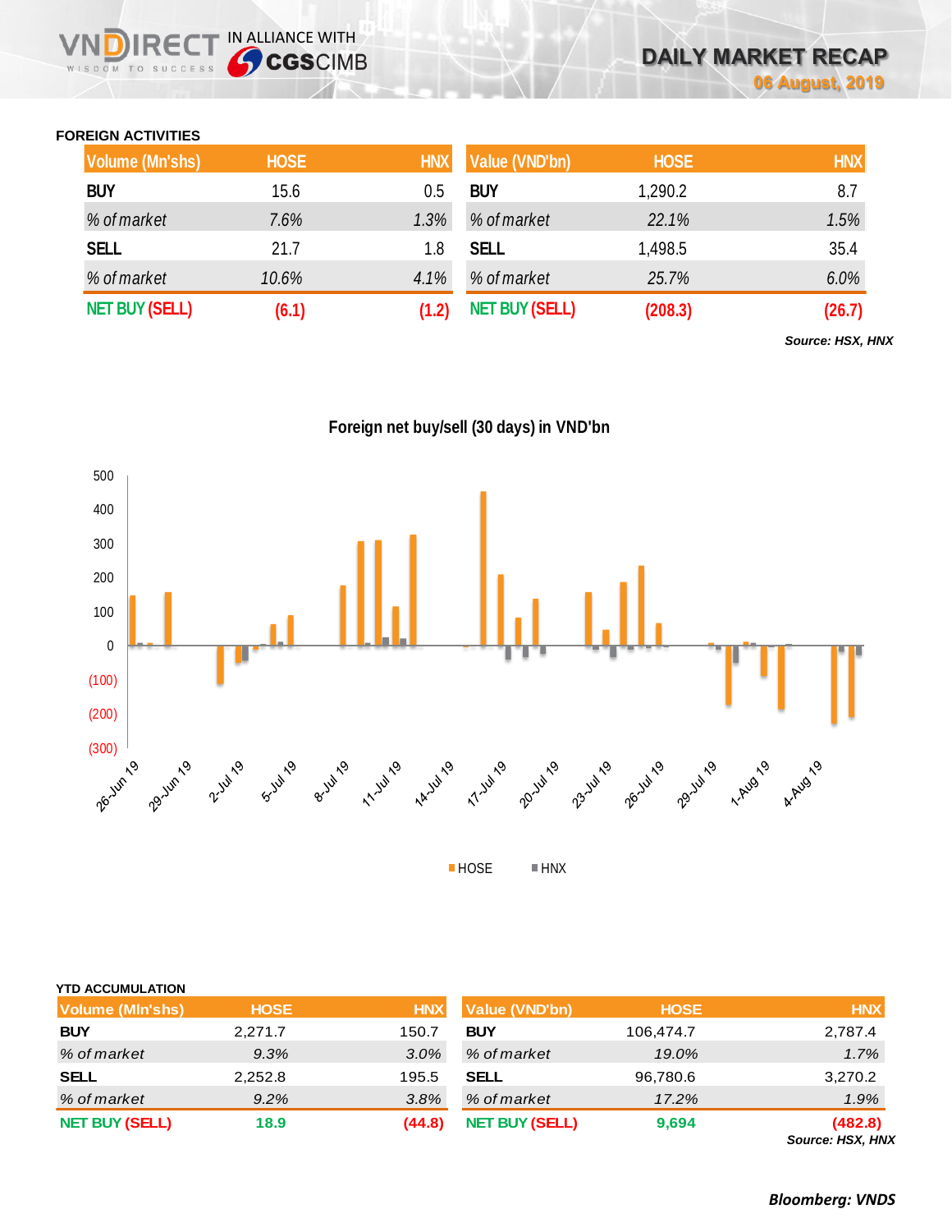## FOREIGN ACTIVITIES

| Volume (Mn'shs) | HOSE | HNX |
|---|---|---|
| **BUY** | 15.6 | 0.5 |
| *% of market* | *7.6%* | *1.3%* |
| **SELL** | 21.7 | 1.8 |
| *% of market* | *10.6%* | *4.1%* |
| **NET BUY (SELL)** | **(6.1)** | **(1.2)** |

| Value (VND'bn) | HOSE | HNX |
|---|---|---|
| **BUY** | 1,290.2 | 8.7 |
| *% of market* | *22.1%* | *1.5%* |
| **SELL** | 1,498.5 | 35.4 |
| *% of market* | *25.7%* | *6.0%* |
| **NET BUY (SELL)** | **(208.3)** | **(26.7)** |

*Source: HSX, HNX*

**Foreign net buy/sell (30 days) in VND'bn**

## YTD ACCUMULATION

| Volume (Mln'shs) | HOSE | HNX |
|---|---|---|
| **BUY** | 2,271.7 | 150.7 |
| *% of market* | *9.3%* | *3.0%* |
| **SELL** | 2,252.8 | 195.5 |
| *% of market* | *9.2%* | *3.8%* |
| **NET BUY (SELL)** | **18.9** | **(44.8)** |

| Value (VND'bn) | HOSE | HNX |
|---|---|---|
| **BUY** | 106,474.7 | 2,787.4 |
| *% of market* | *19.0%* | *1.7%* |
| **SELL** | 96,780.6 | 3,270.2 |
| *% of market* | *17.2%* | *1.9%* |
| **NET BUY (SELL)** | **9,694** | **(482.8)** |

*Source: HSX, HNX*

***Bloomberg: VNDS***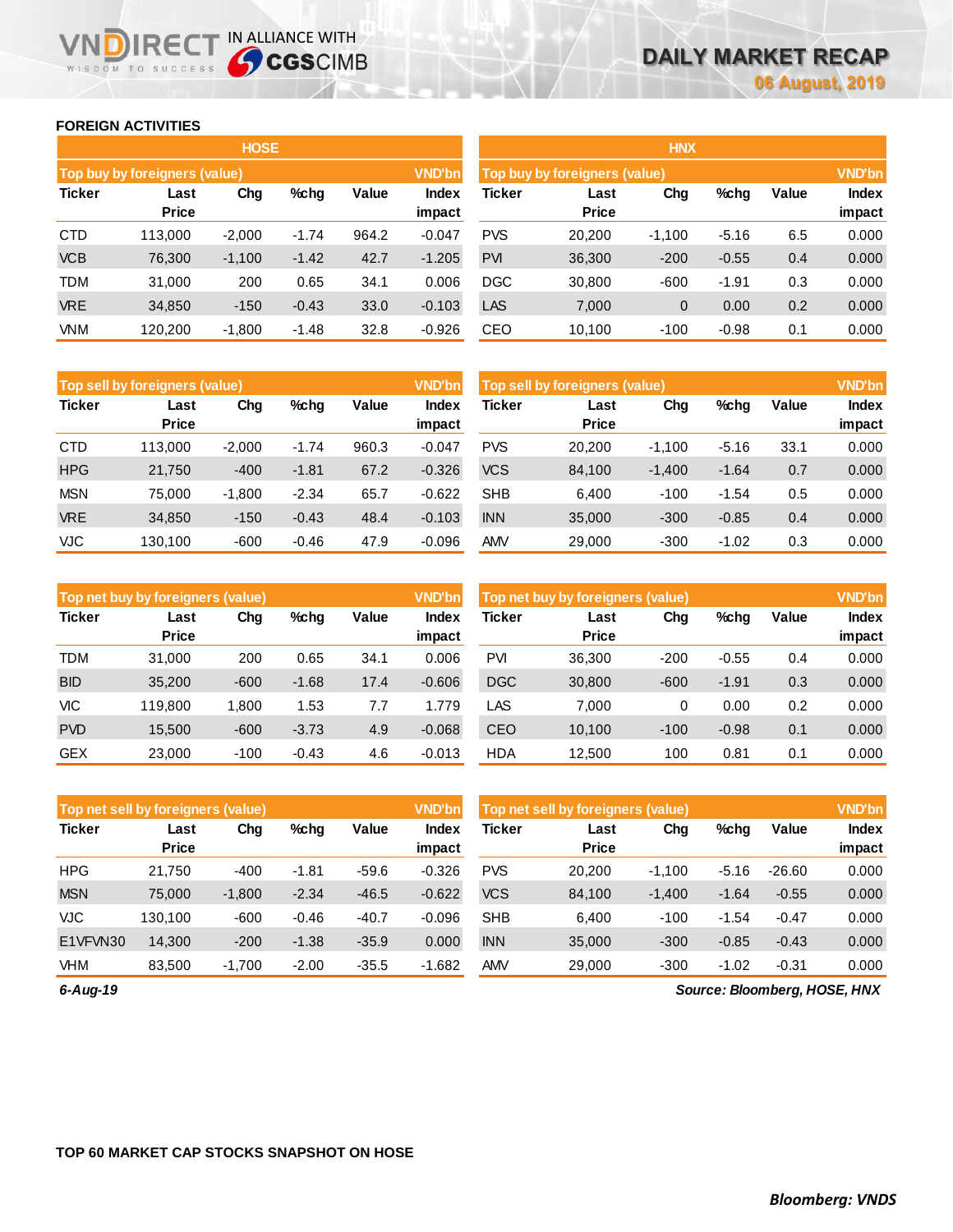## FOREIGN ACTIVITIES

### HOSE

**Top buy by foreigners (value)** — VND'bn

| Ticker | Last Price | Chg | %chg | Value | Index impact |
|---|---|---|---|---|---|
| CTD | 113,000 | -2,000 | -1.74 | 964.2 | -0.047 |
| VCB | 76,300 | -1,100 | -1.42 | 42.7 | -1.205 |
| TDM | 31,000 | 200 | 0.65 | 34.1 | 0.006 |
| VRE | 34,850 | -150 | -0.43 | 33.0 | -0.103 |
| VNM | 120,200 | -1,800 | -1.48 | 32.8 | -0.926 |

**Top sell by foreigners (value)** — VND'bn

| Ticker | Last Price | Chg | %chg | Value | Index impact |
|---|---|---|---|---|---|
| CTD | 113,000 | -2,000 | -1.74 | 960.3 | -0.047 |
| HPG | 21,750 | -400 | -1.81 | 67.2 | -0.326 |
| MSN | 75,000 | -1,800 | -2.34 | 65.7 | -0.622 |
| VRE | 34,850 | -150 | -0.43 | 48.4 | -0.103 |
| VJC | 130,100 | -600 | -0.46 | 47.9 | -0.096 |

**Top net buy by foreigners (value)** — VND'bn

| Ticker | Last Price | Chg | %chg | Value | Index impact |
|---|---|---|---|---|---|
| TDM | 31,000 | 200 | 0.65 | 34.1 | 0.006 |
| BID | 35,200 | -600 | -1.68 | 17.4 | -0.606 |
| VIC | 119,800 | 1,800 | 1.53 | 7.7 | 1.779 |
| PVD | 15,500 | -600 | -3.73 | 4.9 | -0.068 |
| GEX | 23,000 | -100 | -0.43 | 4.6 | -0.013 |

**Top net sell by foreigners (value)** — VND'bn

| Ticker | Last Price | Chg | %chg | Value | Index impact |
|---|---|---|---|---|---|
| HPG | 21,750 | -400 | -1.81 | -59.6 | -0.326 |
| MSN | 75,000 | -1,800 | -2.34 | -46.5 | -0.622 |
| VJC | 130,100 | -600 | -0.46 | -40.7 | -0.096 |
| E1VFVN30 | 14,300 | -200 | -1.38 | -35.9 | 0.000 |
| VHM | 83,500 | -1,700 | -2.00 | -35.5 | -1.682 |

### HNX

**Top buy by foreigners (value)** — VND'bn

| Ticker | Last Price | Chg | %chg | Value | Index impact |
|---|---|---|---|---|---|
| PVS | 20,200 | -1,100 | -5.16 | 6.5 | 0.000 |
| PVI | 36,300 | -200 | -0.55 | 0.4 | 0.000 |
| DGC | 30,800 | -600 | -1.91 | 0.3 | 0.000 |
| LAS | 7,000 | 0 | 0.00 | 0.2 | 0.000 |
| CEO | 10,100 | -100 | -0.98 | 0.1 | 0.000 |

**Top sell by foreigners (value)** — VND'bn

| Ticker | Last Price | Chg | %chg | Value | Index impact |
|---|---|---|---|---|---|
| PVS | 20,200 | -1,100 | -5.16 | 33.1 | 0.000 |
| VCS | 84,100 | -1,400 | -1.64 | 0.7 | 0.000 |
| SHB | 6,400 | -100 | -1.54 | 0.5 | 0.000 |
| INN | 35,000 | -300 | -0.85 | 0.4 | 0.000 |
| AMV | 29,000 | -300 | -1.02 | 0.3 | 0.000 |

**Top net buy by foreigners (value)** — VND'bn

| Ticker | Last Price | Chg | %chg | Value | Index impact |
|---|---|---|---|---|---|
| PVI | 36,300 | -200 | -0.55 | 0.4 | 0.000 |
| DGC | 30,800 | -600 | -1.91 | 0.3 | 0.000 |
| LAS | 7,000 | 0 | 0.00 | 0.2 | 0.000 |
| CEO | 10,100 | -100 | -0.98 | 0.1 | 0.000 |
| HDA | 12,500 | 100 | 0.81 | 0.1 | 0.000 |

**Top net sell by foreigners (value)** — VND'bn

| Ticker | Last Price | Chg | %chg | Value | Index impact |
|---|---|---|---|---|---|
| PVS | 20,200 | -1,100 | -5.16 | -26.60 | 0.000 |
| VCS | 84,100 | -1,400 | -1.64 | -0.55 | 0.000 |
| SHB | 6,400 | -100 | -1.54 | -0.47 | 0.000 |
| INN | 35,000 | -300 | -0.85 | -0.43 | 0.000 |
| AMV | 29,000 | -300 | -1.02 | -0.31 | 0.000 |

*6-Aug-19*

*Source: Bloomberg, HOSE, HNX*

## TOP 60 MARKET CAP STOCKS SNAPSHOT ON HOSE

*Bloomberg: VNDS*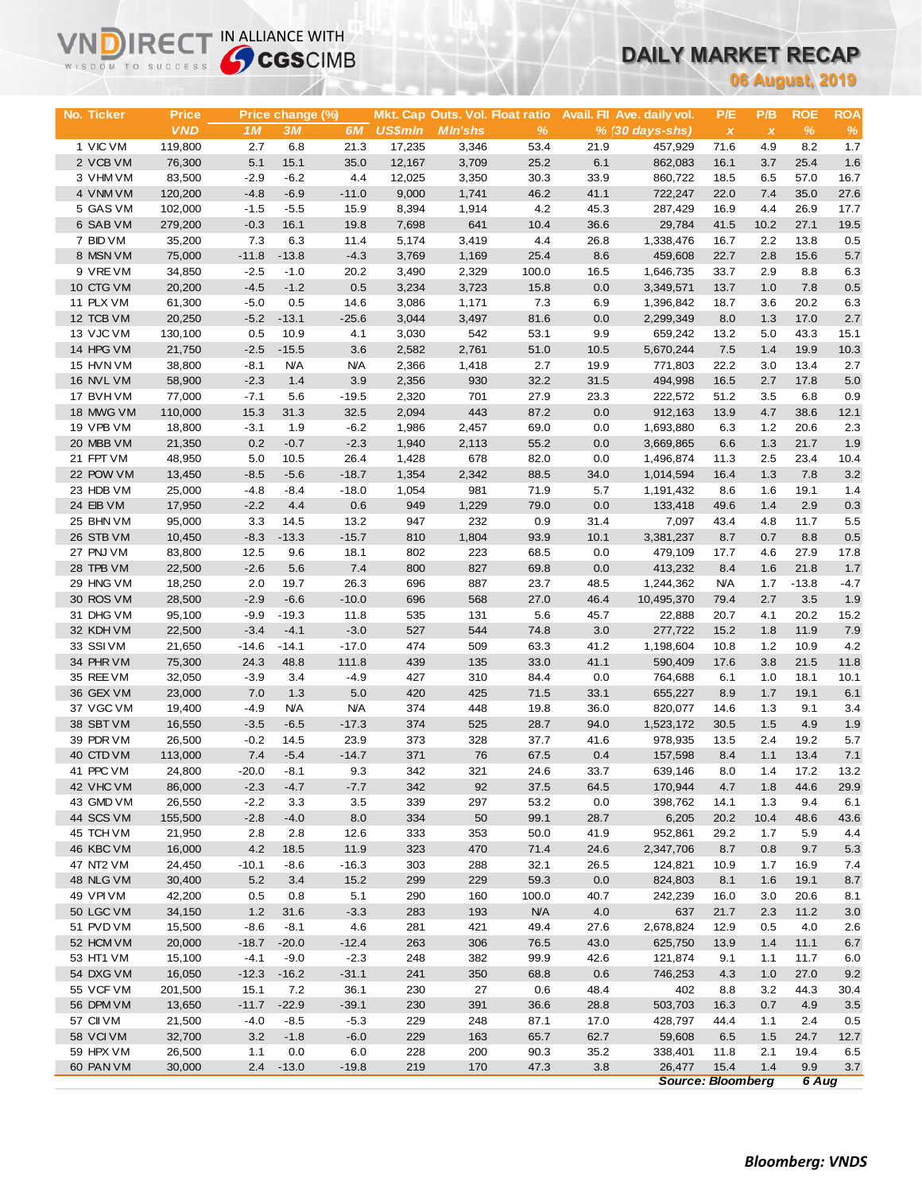# DAILY MARKET RECAP

**06 August, 2019**

| No. | Ticker | Price | Price change (%) | | | Mkt. Cap | Outs. Vol. | Float ratio | Avail. FII | Ave. daily vol. | P/E | P/B | ROE | ROA |
|---|---|---|---|---|---|---|---|---|---|---|---|---|---|---|
| | | VND | 1M | 3M | 6M | US$mln | Mln'shs | % | % | (30 days-shs) | x | x | % | % |
| 1 | VIC VM | 119,800 | 2.7 | 6.8 | 21.3 | 17,235 | 3,346 | 53.4 | 21.9 | 457,929 | 71.6 | 4.9 | 8.2 | 1.7 |
| 2 | VCB VM | 76,300 | 5.1 | 15.1 | 35.0 | 12,167 | 3,709 | 25.2 | 6.1 | 862,083 | 16.1 | 3.7 | 25.4 | 1.6 |
| 3 | VHM VM | 83,500 | -2.9 | -6.2 | 4.4 | 12,025 | 3,350 | 30.3 | 33.9 | 860,722 | 18.5 | 6.5 | 57.0 | 16.7 |
| 4 | VNM VM | 120,200 | -4.8 | -6.9 | -11.0 | 9,000 | 1,741 | 46.2 | 41.1 | 722,247 | 22.0 | 7.4 | 35.0 | 27.6 |
| 5 | GAS VM | 102,000 | -1.5 | -5.5 | 15.9 | 8,394 | 1,914 | 4.2 | 45.3 | 287,429 | 16.9 | 4.4 | 26.9 | 17.7 |
| 6 | SAB VM | 279,200 | -0.3 | 16.1 | 19.8 | 7,698 | 641 | 10.4 | 36.6 | 29,784 | 41.5 | 10.2 | 27.1 | 19.5 |
| 7 | BID VM | 35,200 | 7.3 | 6.3 | 11.4 | 5,174 | 3,419 | 4.4 | 26.8 | 1,338,476 | 16.7 | 2.2 | 13.8 | 0.5 |
| 8 | MSN VM | 75,000 | -11.8 | -13.8 | -4.3 | 3,769 | 1,169 | 25.4 | 8.6 | 459,608 | 22.7 | 2.8 | 15.6 | 5.7 |
| 9 | VRE VM | 34,850 | -2.5 | -1.0 | 20.2 | 3,490 | 2,329 | 100.0 | 16.5 | 1,646,735 | 33.7 | 2.9 | 8.8 | 6.3 |
| 10 | CTG VM | 20,200 | -4.5 | -1.2 | 0.5 | 3,234 | 3,723 | 15.8 | 0.0 | 3,349,571 | 13.7 | 1.0 | 7.8 | 0.5 |
| 11 | PLX VM | 61,300 | -5.0 | 0.5 | 14.6 | 3,086 | 1,171 | 7.3 | 6.9 | 1,396,842 | 18.7 | 3.6 | 20.2 | 6.3 |
| 12 | TCB VM | 20,250 | -5.2 | -13.1 | -25.6 | 3,044 | 3,497 | 81.6 | 0.0 | 2,299,349 | 8.0 | 1.3 | 17.0 | 2.7 |
| 13 | VJC VM | 130,100 | 0.5 | 10.9 | 4.1 | 3,030 | 542 | 53.1 | 9.9 | 659,242 | 13.2 | 5.0 | 43.3 | 15.1 |
| 14 | HPG VM | 21,750 | -2.5 | -15.5 | 3.6 | 2,582 | 2,761 | 51.0 | 10.5 | 5,670,244 | 7.5 | 1.4 | 19.9 | 10.3 |
| 15 | HVN VM | 38,800 | -8.1 | N/A | N/A | 2,366 | 1,418 | 2.7 | 19.9 | 771,803 | 22.2 | 3.0 | 13.4 | 2.7 |
| 16 | NVL VM | 58,900 | -2.3 | 1.4 | 3.9 | 2,356 | 930 | 32.2 | 31.5 | 494,998 | 16.5 | 2.7 | 17.8 | 5.0 |
| 17 | BVH VM | 77,000 | -7.1 | 5.6 | -19.5 | 2,320 | 701 | 27.9 | 23.3 | 222,572 | 51.2 | 3.5 | 6.8 | 0.9 |
| 18 | MWG VM | 110,000 | 15.3 | 31.3 | 32.5 | 2,094 | 443 | 87.2 | 0.0 | 912,163 | 13.9 | 4.7 | 38.6 | 12.1 |
| 19 | VPB VM | 18,800 | -3.1 | 1.9 | -6.2 | 1,986 | 2,457 | 69.0 | 0.0 | 1,693,880 | 6.3 | 1.2 | 20.6 | 2.3 |
| 20 | MBB VM | 21,350 | 0.2 | -0.7 | -2.3 | 1,940 | 2,113 | 55.2 | 0.0 | 3,669,865 | 6.6 | 1.3 | 21.7 | 1.9 |
| 21 | FPT VM | 48,950 | 5.0 | 10.5 | 26.4 | 1,428 | 678 | 82.0 | 0.0 | 1,496,874 | 11.3 | 2.5 | 23.4 | 10.4 |
| 22 | POW VM | 13,450 | -8.5 | -5.6 | -18.7 | 1,354 | 2,342 | 88.5 | 34.0 | 1,014,594 | 16.4 | 1.3 | 7.8 | 3.2 |
| 23 | HDB VM | 25,000 | -4.8 | -8.4 | -18.0 | 1,054 | 981 | 71.9 | 5.7 | 1,191,432 | 8.6 | 1.6 | 19.1 | 1.4 |
| 24 | EIB VM | 17,950 | -2.2 | 4.4 | 0.6 | 949 | 1,229 | 79.0 | 0.0 | 133,418 | 49.6 | 1.4 | 2.9 | 0.3 |
| 25 | BHN VM | 95,000 | 3.3 | 14.5 | 13.2 | 947 | 232 | 0.9 | 31.4 | 7,097 | 43.4 | 4.8 | 11.7 | 5.5 |
| 26 | STB VM | 10,450 | -8.3 | -13.3 | -15.7 | 810 | 1,804 | 93.9 | 10.1 | 3,381,237 | 8.7 | 0.7 | 8.8 | 0.5 |
| 27 | PNJ VM | 83,800 | 12.5 | 9.6 | 18.1 | 802 | 223 | 68.5 | 0.0 | 479,109 | 17.7 | 4.6 | 27.9 | 17.8 |
| 28 | TPB VM | 22,500 | -2.6 | 5.6 | 7.4 | 800 | 827 | 69.8 | 0.0 | 413,232 | 8.4 | 1.6 | 21.8 | 1.7 |
| 29 | HNG VM | 18,250 | 2.0 | 19.7 | 26.3 | 696 | 887 | 23.7 | 48.5 | 1,244,362 | N/A | 1.7 | -13.8 | -4.7 |
| 30 | ROS VM | 28,500 | -2.9 | -6.6 | -10.0 | 696 | 568 | 27.0 | 46.4 | 10,495,370 | 79.4 | 2.7 | 3.5 | 1.9 |
| 31 | DHG VM | 95,100 | -9.9 | -19.3 | 11.8 | 535 | 131 | 5.6 | 45.7 | 22,888 | 20.7 | 4.1 | 20.2 | 15.2 |
| 32 | KDH VM | 22,500 | -3.4 | -4.1 | -3.0 | 527 | 544 | 74.8 | 3.0 | 277,722 | 15.2 | 1.8 | 11.9 | 7.9 |
| 33 | SSI VM | 21,650 | -14.6 | -14.1 | -17.0 | 474 | 509 | 63.3 | 41.2 | 1,198,604 | 10.8 | 1.2 | 10.9 | 4.2 |
| 34 | PHR VM | 75,300 | 24.3 | 48.8 | 111.8 | 439 | 135 | 33.0 | 41.1 | 590,409 | 17.6 | 3.8 | 21.5 | 11.8 |
| 35 | REE VM | 32,050 | -3.9 | 3.4 | -4.9 | 427 | 310 | 84.4 | 0.0 | 764,688 | 6.1 | 1.0 | 18.1 | 10.1 |
| 36 | GEX VM | 23,000 | 7.0 | 1.3 | 5.0 | 420 | 425 | 71.5 | 33.1 | 655,227 | 8.9 | 1.7 | 19.1 | 6.1 |
| 37 | VGC VM | 19,400 | -4.9 | N/A | N/A | 374 | 448 | 19.8 | 36.0 | 820,077 | 14.6 | 1.3 | 9.1 | 3.4 |
| 38 | SBT VM | 16,550 | -3.5 | -6.5 | -17.3 | 374 | 525 | 28.7 | 94.0 | 1,523,172 | 30.5 | 1.5 | 4.9 | 1.9 |
| 39 | PDR VM | 26,500 | -0.2 | 14.5 | 23.9 | 373 | 328 | 37.7 | 41.6 | 978,935 | 13.5 | 2.4 | 19.2 | 5.7 |
| 40 | CTD VM | 113,000 | 7.4 | -5.4 | -14.7 | 371 | 76 | 67.5 | 0.4 | 157,598 | 8.4 | 1.1 | 13.4 | 7.1 |
| 41 | PPC VM | 24,800 | -20.0 | -8.1 | 9.3 | 342 | 321 | 24.6 | 33.7 | 639,146 | 8.0 | 1.4 | 17.2 | 13.2 |
| 42 | VHC VM | 86,000 | -2.3 | -4.7 | -7.7 | 342 | 92 | 37.5 | 64.5 | 170,944 | 4.7 | 1.8 | 44.6 | 29.9 |
| 43 | GMD VM | 26,550 | -2.2 | 3.3 | 3.5 | 339 | 297 | 53.2 | 0.0 | 398,762 | 14.1 | 1.3 | 9.4 | 6.1 |
| 44 | SCS VM | 155,500 | -2.8 | -4.0 | 8.0 | 334 | 50 | 99.1 | 28.7 | 6,205 | 20.2 | 10.4 | 48.6 | 43.6 |
| 45 | TCH VM | 21,950 | 2.8 | 2.8 | 12.6 | 333 | 353 | 50.0 | 41.9 | 952,861 | 29.2 | 1.7 | 5.9 | 4.4 |
| 46 | KBC VM | 16,000 | 4.2 | 18.5 | 11.9 | 323 | 470 | 71.4 | 24.6 | 2,347,706 | 8.7 | 0.8 | 9.7 | 5.3 |
| 47 | NT2 VM | 24,450 | -10.1 | -8.6 | -16.3 | 303 | 288 | 32.1 | 26.5 | 124,821 | 10.9 | 1.7 | 16.9 | 7.4 |
| 48 | NLG VM | 30,400 | 5.2 | 3.4 | 15.2 | 299 | 229 | 59.3 | 0.0 | 824,803 | 8.1 | 1.6 | 19.1 | 8.7 |
| 49 | VPI VM | 42,200 | 0.5 | 0.8 | 5.1 | 290 | 160 | 100.0 | 40.7 | 242,239 | 16.0 | 3.0 | 20.6 | 8.1 |
| 50 | LGC VM | 34,150 | 1.2 | 31.6 | -3.3 | 283 | 193 | N/A | 4.0 | 637 | 21.7 | 2.3 | 11.2 | 3.0 |
| 51 | PVD VM | 15,500 | -8.6 | -8.1 | 4.6 | 281 | 421 | 49.4 | 27.6 | 2,678,824 | 12.9 | 0.5 | 4.0 | 2.6 |
| 52 | HCM VM | 20,000 | -18.7 | -20.0 | -12.4 | 263 | 306 | 76.5 | 43.0 | 625,750 | 13.9 | 1.4 | 11.1 | 6.7 |
| 53 | HT1 VM | 15,100 | -4.1 | -9.0 | -2.3 | 248 | 382 | 99.9 | 42.6 | 121,874 | 9.1 | 1.1 | 11.7 | 6.0 |
| 54 | DXG VM | 16,050 | -12.3 | -16.2 | -31.1 | 241 | 350 | 68.8 | 0.6 | 746,253 | 4.3 | 1.0 | 27.0 | 9.2 |
| 55 | VCF VM | 201,500 | 15.1 | 7.2 | 36.1 | 230 | 27 | 0.6 | 48.4 | 402 | 8.8 | 3.2 | 44.3 | 30.4 |
| 56 | DPM VM | 13,650 | -11.7 | -22.9 | -39.1 | 230 | 391 | 36.6 | 28.8 | 503,703 | 16.3 | 0.7 | 4.9 | 3.5 |
| 57 | CII VM | 21,500 | -4.0 | -8.5 | -5.3 | 229 | 248 | 87.1 | 17.0 | 428,797 | 44.4 | 1.1 | 2.4 | 0.5 |
| 58 | VCI VM | 32,700 | 3.2 | -1.8 | -6.0 | 229 | 163 | 65.7 | 62.7 | 59,608 | 6.5 | 1.5 | 24.7 | 12.7 |
| 59 | HPX VM | 26,500 | 1.1 | 0.0 | 6.0 | 228 | 200 | 90.3 | 35.2 | 338,401 | 11.8 | 2.1 | 19.4 | 6.5 |
| 60 | PAN VM | 30,000 | 2.4 | -13.0 | -19.8 | 219 | 170 | 47.3 | 3.8 | 26,477 | 15.4 | 1.4 | 9.9 | 3.7 |

*Source: Bloomberg* *6 Aug*

***Bloomberg: VNDS***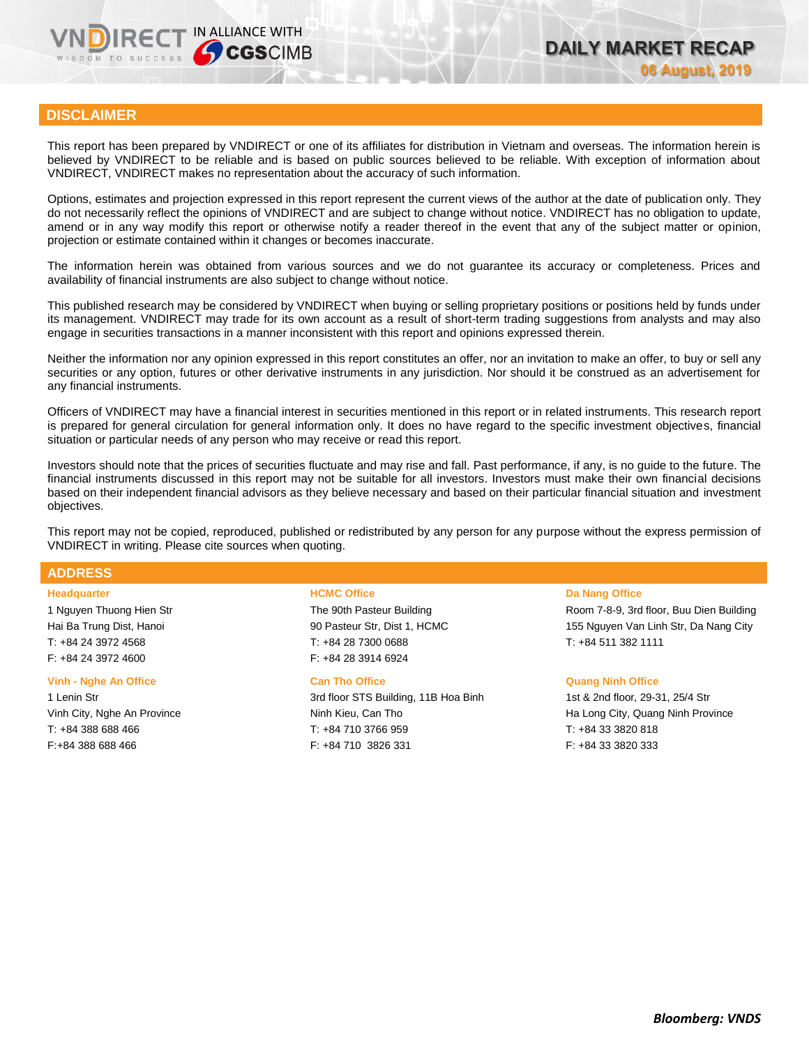## DISCLAIMER

This report has been prepared by VNDIRECT or one of its affiliates for distribution in Vietnam and overseas. The information herein is believed by VNDIRECT to be reliable and is based on public sources believed to be reliable. With exception of information about VNDIRECT, VNDIRECT makes no representation about the accuracy of such information.

Options, estimates and projection expressed in this report represent the current views of the author at the date of publication only. They do not necessarily reflect the opinions of VNDIRECT and are subject to change without notice. VNDIRECT has no obligation to update, amend or in any way modify this report or otherwise notify a reader thereof in the event that any of the subject matter or opinion, projection or estimate contained within it changes or becomes inaccurate.

The information herein was obtained from various sources and we do not guarantee its accuracy or completeness. Prices and availability of financial instruments are also subject to change without notice.

This published research may be considered by VNDIRECT when buying or selling proprietary positions or positions held by funds under its management. VNDIRECT may trade for its own account as a result of short-term trading suggestions from analysts and may also engage in securities transactions in a manner inconsistent with this report and opinions expressed therein.

Neither the information nor any opinion expressed in this report constitutes an offer, nor an invitation to make an offer, to buy or sell any securities or any option, futures or other derivative instruments in any jurisdiction. Nor should it be construed as an advertisement for any financial instruments.

Officers of VNDIRECT may have a financial interest in securities mentioned in this report or in related instruments. This research report is prepared for general circulation for general information only. It does no have regard to the specific investment objectives, financial situation or particular needs of any person who may receive or read this report.

Investors should note that the prices of securities fluctuate and may rise and fall. Past performance, if any, is no guide to the future. The financial instruments discussed in this report may not be suitable for all investors. Investors must make their own financial decisions based on their independent financial advisors as they believe necessary and based on their particular financial situation and investment objectives.

This report may not be copied, reproduced, published or redistributed by any person for any purpose without the express permission of VNDIRECT in writing. Please cite sources when quoting.

## ADDRESS

**Headquarter**
1 Nguyen Thuong Hien Str
Hai Ba Trung Dist, Hanoi
T: +84 24 3972 4568
F: +84 24 3972 4600

**HCMC Office**
The 90th Pasteur Building
90 Pasteur Str, Dist 1, HCMC
T: +84 28 7300 0688
F: +84 28 3914 6924

**Da Nang Office**
Room 7-8-9, 3rd floor, Buu Dien Building
155 Nguyen Van Linh Str, Da Nang City
T: +84 511 382 1111

**Vinh - Nghe An Office**
1 Lenin Str
Vinh City, Nghe An Province
T: +84 388 688 466
F:+84 388 688 466

**Can Tho Office**
3rd floor STS Building, 11B Hoa Binh
Ninh Kieu, Can Tho
T: +84 710 3766 959
F: +84 710 3826 331

**Quang Ninh Office**
1st & 2nd floor, 29-31, 25/4 Str
Ha Long City, Quang Ninh Province
T: +84 33 3820 818
F: +84 33 3820 333